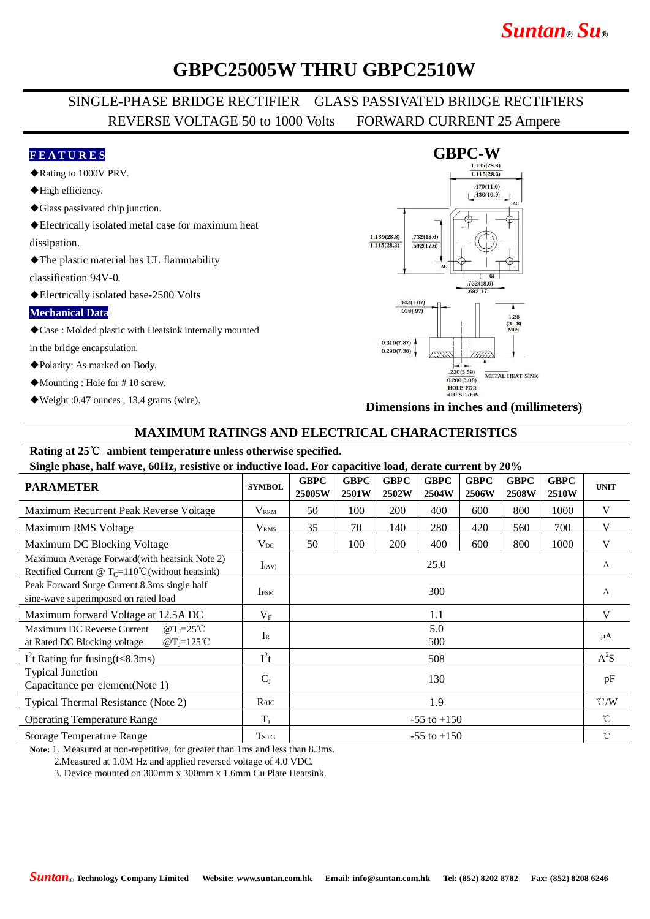# GBPC25005W THRU GBPC2510W

SINGLE-PHASE BRIDGE RECTIFIER GLASS PASSIVATED BRIDGE RECTIFIERS
REVERSE VOLTAGE 50 to 1000 Volts FORWARD CURRENT 25 Ampere

**FEATURES**

- ◆Rating to 1000V PRV.
- ◆High efficiency.
- ◆Glass passivated chip junction.
- ◆Electrically isolated metal case for maximum heat dissipation.
- ◆The plastic material has UL flammability classification 94V-0.
- ◆Electrically isolated base-2500 Volts

**Mechanical Data**

- ◆Case : Molded plastic with Heatsink internally mounted in the bridge encapsulation.
- ◆Polarity: As marked on Body.
- ◆Mounting : Hole for # 10 screw.
- ◆Weight :0.47 ounces , 13.4 grams (wire).

**GBPC-W**

**Dimensions in inches and (millimeters)**

## MAXIMUM RATINGS AND ELECTRICAL CHARACTERISTICS

**Rating at 25℃ ambient temperature unless otherwise specified.**
**Single phase, half wave, 60Hz, resistive or inductive load. For capacitive load, derate current by 20%**

| PARAMETER | SYMBOL | GBPC 25005W | GBPC 2501W | GBPC 2502W | GBPC 2504W | GBPC 2506W | GBPC 2508W | GBPC 2510W | UNIT |
|---|---|---|---|---|---|---|---|---|---|
| Maximum Recurrent Peak Reverse Voltage | $V_{RRM}$ | 50 | 100 | 200 | 400 | 600 | 800 | 1000 | V |
| Maximum RMS Voltage | $V_{RMS}$ | 35 | 70 | 140 | 280 | 420 | 560 | 700 | V |
| Maximum DC Blocking Voltage | $V_{DC}$ | 50 | 100 | 200 | 400 | 600 | 800 | 1000 | V |
| Maximum Average Forward(with heatsink Note 2) Rectified Current @ $T_C$=110℃(without heatsink) | $I_{(AV)}$ | 25.0 | | | | | | | A |
| Peak Forward Surge Current 8.3ms single half sine-wave superimposed on rated load | $I_{FSM}$ | 300 | | | | | | | A |
| Maximum forward Voltage at 12.5A DC | $V_F$ | 1.1 | | | | | | | V |
| Maximum DC Reverse Current @$T_J$=25℃ / at Rated DC Blocking voltage @$T_J$=125℃ | $I_R$ | 5.0 / 500 | | | | | | | μA |
| $I^2t$ Rating for fusing(t<8.3ms) | $I^2t$ | 508 | | | | | | | $A^2S$ |
| Typical Junction Capacitance per element(Note 1) | $C_J$ | 130 | | | | | | | pF |
| Typical Thermal Resistance (Note 2) | $R_{\theta JC}$ | 1.9 | | | | | | | ℃/W |
| Operating Temperature Range | $T_J$ | -55 to +150 | | | | | | | ℃ |
| Storage Temperature Range | $T_{STG}$ | -55 to +150 | | | | | | | ℃ |

**Note:** 1. Measured at non-repetitive, for greater than 1ms and less than 8.3ms.
2.Measured at 1.0M Hz and applied reversed voltage of 4.0 VDC.
3. Device mounted on 300mm x 300mm x 1.6mm Cu Plate Heatsink.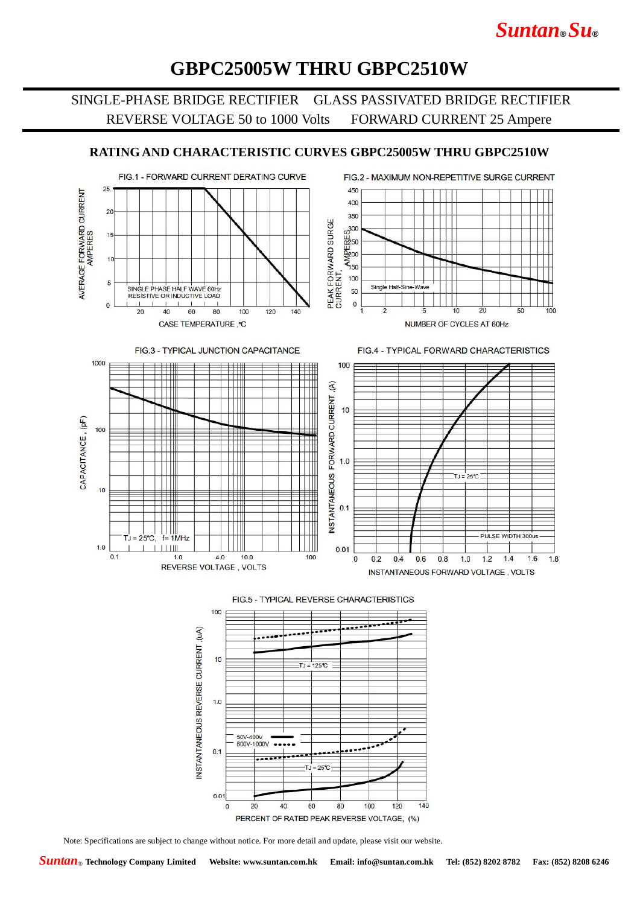# GBPC25005W THRU GBPC2510W

SINGLE-PHASE BRIDGE RECTIFIER GLASS PASSIVATED BRIDGE RECTIFIER

REVERSE VOLTAGE 50 to 1000 Volts FORWARD CURRENT 25 Ampere

## RATING AND CHARACTERISTIC CURVES GBPC25005W THRU GBPC2510W

FIG.1 - FORWARD CURRENT DERATING CURVE

AVERAGE FORWARD CURRENT AMPERES

25
20
15
10
5
0

SINGLE PHASE HALF WAVE 60Hz
RESISTIVE OR INDUCTIVE LOAD

20 40 60 80 100 120 140

CASE TEMPERATURE ,°C

FIG.2 - MAXIMUM NON-REPETITIVE SURGE CURRENT

PEAK FORWARD SURGE CURRENT, AMPERES

450
400
350
300
250
200
150
100
50
0

Single Half-Sine-Wave

1 2 5 10 20 50 100

NUMBER OF CYCLES AT 60Hz

FIG.3 - TYPICAL JUNCTION CAPACITANCE

CAPACITANCE , (pF)

1000
100
10
1.0

TJ = 25℃, f= 1MHz

0.1 1.0 4.0 10.0 100

REVERSE VOLTAGE , VOLTS

FIG.4 - TYPICAL FORWARD CHARACTERISTICS

INSTANTANEOUS FORWARD CURRENT ,(A)

100
10
1.0
0.1
0.01

TJ = 25℃

PULSE WIDTH 300us

0 0.2 0.4 0.6 0.8 1.0 1.2 1.4 1.6 1.8

INSTANTANEOUS FORWARD VOLTAGE , VOLTS

FIG.5 - TYPICAL REVERSE CHARACTERISTICS

INSTANTANEOUS REVERSE CURRENT ,(uA)

100
10
1.0
0.1
0.01

TJ = 125℃

50V-400V
600V-1000V

TJ = 25℃

0 20 40 60 80 100 120 140

PERCENT OF RATED PEAK REVERSE VOLTAGE, (%)

Note: Specifications are subject to change without notice. For more detail and update, please visit our website.